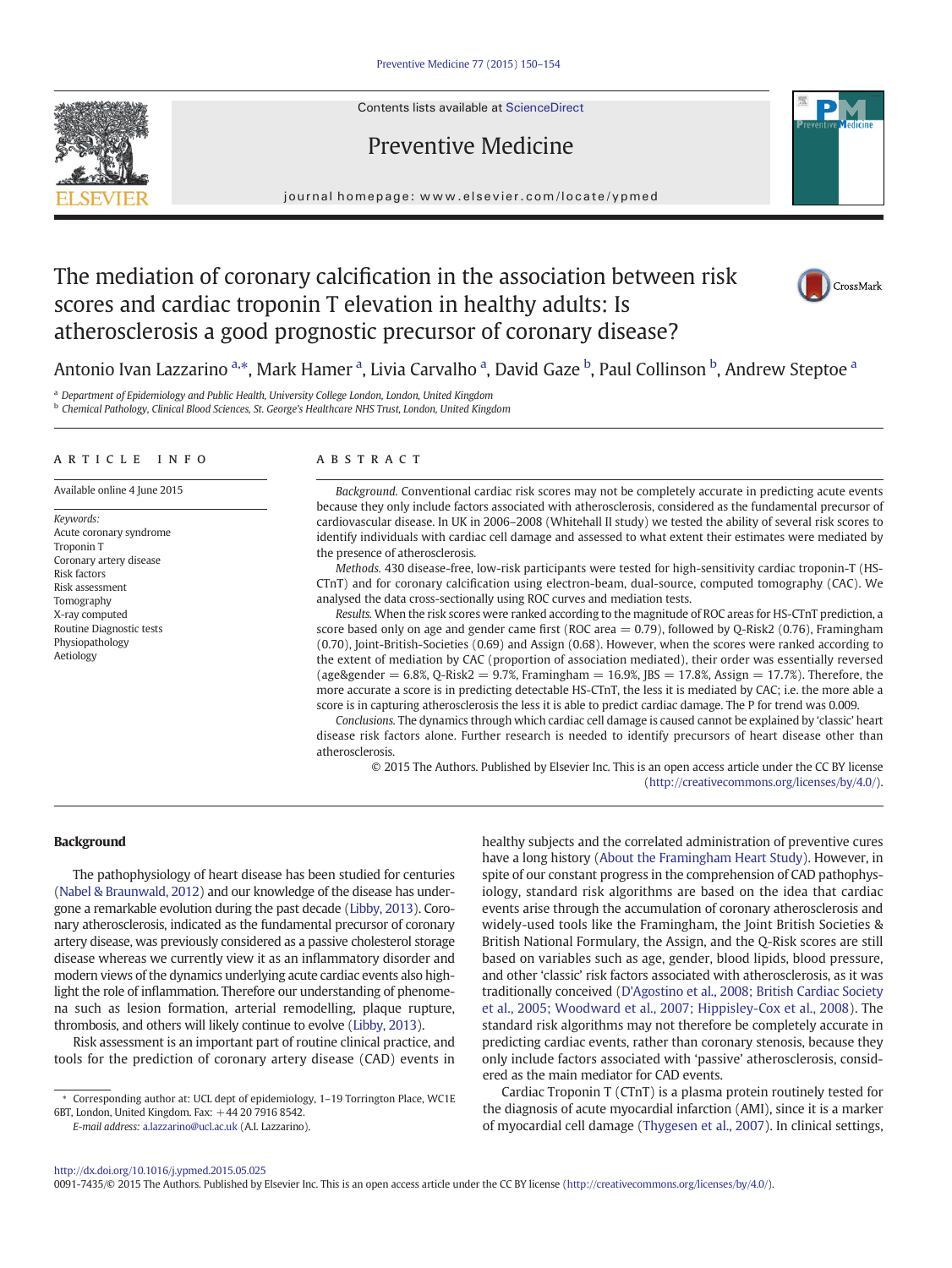# The mediation of coronary calcification in the association between risk scores and cardiac troponin T elevation in healthy adults: Is atherosclerosis a good prognostic precursor of coronary disease?

Antonio Ivan Lazzarino [a,*], Mark Hamer [a], Livia Carvalho [a], David Gaze [b], Paul Collinson [b], Andrew Steptoe [a]

[a] Department of Epidemiology and Public Health, University College London, London, United Kingdom

[b] Chemical Pathology, Clinical Blood Sciences, St. George's Healthcare NHS Trust, London, United Kingdom

## ARTICLE INFO

Available online 4 June 2015

*Keywords:*
Acute coronary syndrome
Troponin T
Coronary artery disease
Risk factors
Risk assessment
Tomography
X-ray computed
Routine Diagnostic tests
Physiopathology
Aetiology

## ABSTRACT

*Background.* Conventional cardiac risk scores may not be completely accurate in predicting acute events because they only include factors associated with atherosclerosis, considered as the fundamental precursor of cardiovascular disease. In UK in 2006–2008 (Whitehall II study) we tested the ability of several risk scores to identify individuals with cardiac cell damage and assessed to what extent their estimates were mediated by the presence of atherosclerosis.

*Methods.* 430 disease-free, low-risk participants were tested for high-sensitivity cardiac troponin-T (HS-CTnT) and for coronary calcification using electron-beam, dual-source, computed tomography (CAC). We analysed the data cross-sectionally using ROC curves and mediation tests.

*Results.* When the risk scores were ranked according to the magnitude of ROC areas for HS-CTnT prediction, a score based only on age and gender came first (ROC area = 0.79), followed by Q-Risk2 (0.76), Framingham (0.70), Joint-British-Societies (0.69) and Assign (0.68). However, when the scores were ranked according to the extent of mediation by CAC (proportion of association mediated), their order was essentially reversed (age&gender = 6.8%, Q-Risk2 = 9.7%, Framingham = 16.9%, JBS = 17.8%, Assign = 17.7%). Therefore, the more accurate a score is in predicting detectable HS-CTnT, the less it is mediated by CAC; i.e. the more able a score is in capturing atherosclerosis the less it is able to predict cardiac damage. The P for trend was 0.009.

*Conclusions.* The dynamics through which cardiac cell damage is caused cannot be explained by 'classic' heart disease risk factors alone. Further research is needed to identify precursors of heart disease other than atherosclerosis.

© 2015 The Authors. Published by Elsevier Inc. This is an open access article under the CC BY license (http://creativecommons.org/licenses/by/4.0/).

## Background

The pathophysiology of heart disease has been studied for centuries (Nabel & Braunwald, 2012) and our knowledge of the disease has undergone a remarkable evolution during the past decade (Libby, 2013). Coronary atherosclerosis, indicated as the fundamental precursor of coronary artery disease, was previously considered as a passive cholesterol storage disease whereas we currently view it as an inflammatory disorder and modern views of the dynamics underlying acute cardiac events also highlight the role of inflammation. Therefore our understanding of phenomena such as lesion formation, arterial remodelling, plaque rupture, thrombosis, and others will likely continue to evolve (Libby, 2013).

Risk assessment is an important part of routine clinical practice, and tools for the prediction of coronary artery disease (CAD) events in healthy subjects and the correlated administration of preventive cures have a long history (About the Framingham Heart Study). However, in spite of our constant progress in the comprehension of CAD pathophysiology, standard risk algorithms are based on the idea that cardiac events arise through the accumulation of coronary atherosclerosis and widely-used tools like the Framingham, the Joint British Societies & British National Formulary, the Assign, and the Q-Risk scores are still based on variables such as age, gender, blood lipids, blood pressure, and other 'classic' risk factors associated with atherosclerosis, as it was traditionally conceived (D'Agostino et al., 2008; British Cardiac Society et al., 2005; Woodward et al., 2007; Hippisley-Cox et al., 2008). The standard risk algorithms may not therefore be completely accurate in predicting cardiac events, rather than coronary stenosis, because they only include factors associated with 'passive' atherosclerosis, considered as the main mediator for CAD events.

Cardiac Troponin T (CTnT) is a plasma protein routinely tested for the diagnosis of acute myocardial infarction (AMI), since it is a marker of myocardial cell damage (Thygesen et al., 2007). In clinical settings,

* Corresponding author at: UCL dept of epidemiology, 1–19 Torrington Place, WC1E 6BT, London, United Kingdom. Fax: +44 20 7916 8542.

*E-mail address:* a.lazzarino@ucl.ac.uk (A.I. Lazzarino).

http://dx.doi.org/10.1016/j.ypmed.2015.05.025

0091-7435/© 2015 The Authors. Published by Elsevier Inc. This is an open access article under the CC BY license (http://creativecommons.org/licenses/by/4.0/).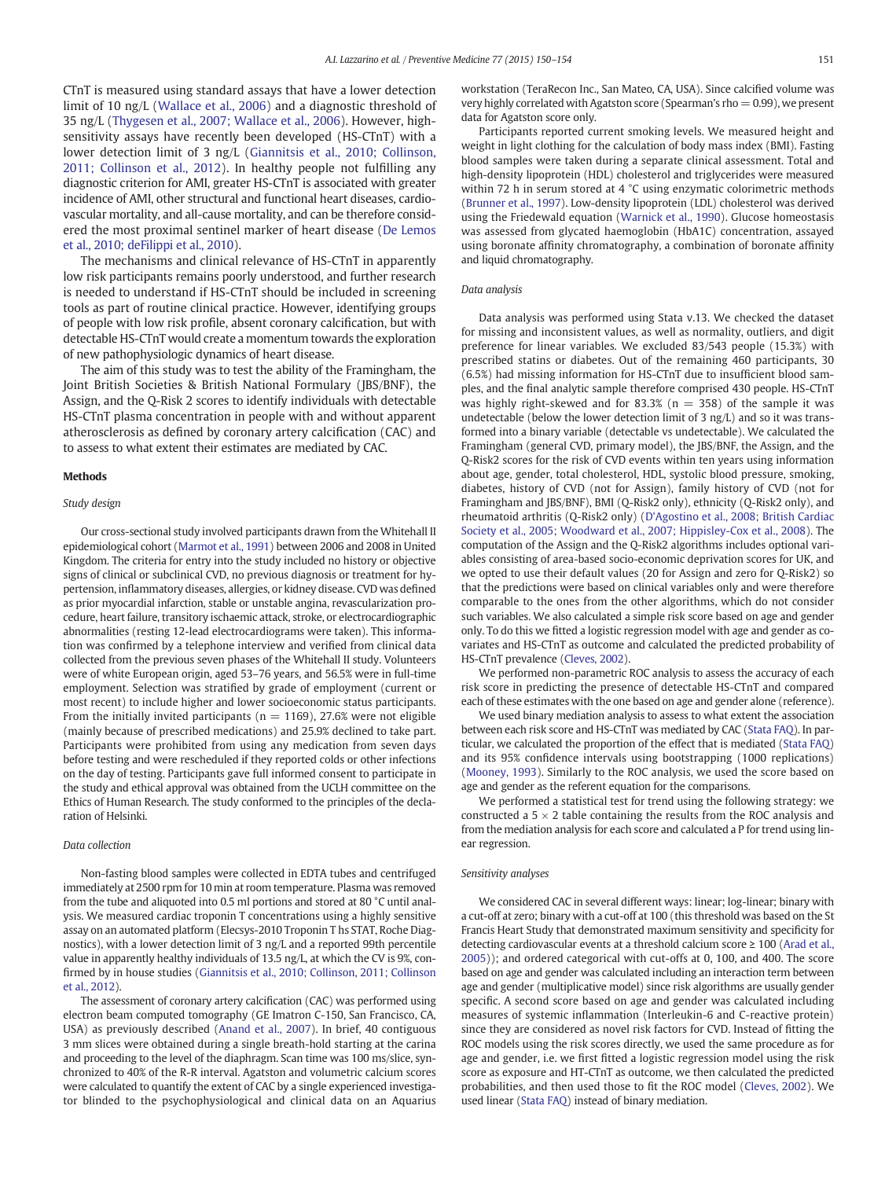CTnT is measured using standard assays that have a lower detection limit of 10 ng/L (Wallace et al., 2006) and a diagnostic threshold of 35 ng/L (Thygesen et al., 2007; Wallace et al., 2006). However, high-sensitivity assays have recently been developed (HS-CTnT) with a lower detection limit of 3 ng/L (Giannitsis et al., 2010; Collinson, 2011; Collinson et al., 2012). In healthy people not fulfilling any diagnostic criterion for AMI, greater HS-CTnT is associated with greater incidence of AMI, other structural and functional heart diseases, cardiovascular mortality, and all-cause mortality, and can be therefore considered the most proximal sentinel marker of heart disease (De Lemos et al., 2010; deFilippi et al., 2010).

The mechanisms and clinical relevance of HS-CTnT in apparently low risk participants remains poorly understood, and further research is needed to understand if HS-CTnT should be included in screening tools as part of routine clinical practice. However, identifying groups of people with low risk profile, absent coronary calcification, but with detectable HS-CTnT would create a momentum towards the exploration of new pathophysiologic dynamics of heart disease.

The aim of this study was to test the ability of the Framingham, the Joint British Societies & British National Formulary (JBS/BNF), the Assign, and the Q-Risk 2 scores to identify individuals with detectable HS-CTnT plasma concentration in people with and without apparent atherosclerosis as defined by coronary artery calcification (CAC) and to assess to what extent their estimates are mediated by CAC.

## Methods

### Study design

Our cross-sectional study involved participants drawn from the Whitehall II epidemiological cohort (Marmot et al., 1991) between 2006 and 2008 in United Kingdom. The criteria for entry into the study included no history or objective signs of clinical or subclinical CVD, no previous diagnosis or treatment for hypertension, inflammatory diseases, allergies, or kidney disease. CVD was defined as prior myocardial infarction, stable or unstable angina, revascularization procedure, heart failure, transitory ischaemic attack, stroke, or electrocardiographic abnormalities (resting 12-lead electrocardiograms were taken). This information was confirmed by a telephone interview and verified from clinical data collected from the previous seven phases of the Whitehall II study. Volunteers were of white European origin, aged 53–76 years, and 56.5% were in full-time employment. Selection was stratified by grade of employment (current or most recent) to include higher and lower socioeconomic status participants. From the initially invited participants (n = 1169), 27.6% were not eligible (mainly because of prescribed medications) and 25.9% declined to take part. Participants were prohibited from using any medication from seven days before testing and were rescheduled if they reported colds or other infections on the day of testing. Participants gave full informed consent to participate in the study and ethical approval was obtained from the UCLH committee on the Ethics of Human Research. The study conformed to the principles of the declaration of Helsinki.

### Data collection

Non-fasting blood samples were collected in EDTA tubes and centrifuged immediately at 2500 rpm for 10 min at room temperature. Plasma was removed from the tube and aliquoted into 0.5 ml portions and stored at 80 °C until analysis. We measured cardiac troponin T concentrations using a highly sensitive assay on an automated platform (Elecsys-2010 Troponin T hs STAT, Roche Diagnostics), with a lower detection limit of 3 ng/L and a reported 99th percentile value in apparently healthy individuals of 13.5 ng/L, at which the CV is 9%, confirmed by in house studies (Giannitsis et al., 2010; Collinson, 2011; Collinson et al., 2012).

The assessment of coronary artery calcification (CAC) was performed using electron beam computed tomography (GE Imatron C-150, San Francisco, CA, USA) as previously described (Anand et al., 2007). In brief, 40 contiguous 3 mm slices were obtained during a single breath-hold starting at the carina and proceeding to the level of the diaphragm. Scan time was 100 ms/slice, synchronized to 40% of the R-R interval. Agatston and volumetric calcium scores were calculated to quantify the extent of CAC by a single experienced investigator blinded to the psychophysiological and clinical data on an Aquarius workstation (TeraRecon Inc., San Mateo, CA, USA). Since calcified volume was very highly correlated with Agatston score (Spearman's rho = 0.99), we present data for Agatston score only.

Participants reported current smoking levels. We measured height and weight in light clothing for the calculation of body mass index (BMI). Fasting blood samples were taken during a separate clinical assessment. Total and high-density lipoprotein (HDL) cholesterol and triglycerides were measured within 72 h in serum stored at 4 °C using enzymatic colorimetric methods (Brunner et al., 1997). Low-density lipoprotein (LDL) cholesterol was derived using the Friedewald equation (Warnick et al., 1990). Glucose homeostasis was assessed from glycated haemoglobin (HbA1C) concentration, assayed using boronate affinity chromatography, a combination of boronate affinity and liquid chromatography.

### Data analysis

Data analysis was performed using Stata v.13. We checked the dataset for missing and inconsistent values, as well as normality, outliers, and digit preference for linear variables. We excluded 83/543 people (15.3%) with prescribed statins or diabetes. Out of the remaining 460 participants, 30 (6.5%) had missing information for HS-CTnT due to insufficient blood samples, and the final analytic sample therefore comprised 430 people. HS-CTnT was highly right-skewed and for 83.3% (n = 358) of the sample it was undetectable (below the lower detection limit of 3 ng/L) and so it was transformed into a binary variable (detectable vs undetectable). We calculated the Framingham (general CVD, primary model), the JBS/BNF, the Assign, and the Q-Risk2 scores for the risk of CVD events within ten years using information about age, gender, total cholesterol, HDL, systolic blood pressure, smoking, diabetes, history of CVD (not for Assign), family history of CVD (not for Framingham and JBS/BNF), BMI (Q-Risk2 only), ethnicity (Q-Risk2 only), and rheumatoid arthritis (Q-Risk2 only) (D'Agostino et al., 2008; British Cardiac Society et al., 2005; Woodward et al., 2007; Hippisley-Cox et al., 2008). The computation of the Assign and the Q-Risk2 algorithms includes optional variables consisting of area-based socio-economic deprivation scores for UK, and we opted to use their default values (20 for Assign and zero for Q-Risk2) so that the predictions were based on clinical variables only and were therefore comparable to the ones from the other algorithms, which do not consider such variables. We also calculated a simple risk score based on age and gender only. To do this we fitted a logistic regression model with age and gender as covariates and HS-CTnT as outcome and calculated the predicted probability of HS-CTnT prevalence (Cleves, 2002).

We performed non-parametric ROC analysis to assess the accuracy of each risk score in predicting the presence of detectable HS-CTnT and compared each of these estimates with the one based on age and gender alone (reference).

We used binary mediation analysis to assess to what extent the association between each risk score and HS-CTnT was mediated by CAC (Stata FAQ). In particular, we calculated the proportion of the effect that is mediated (Stata FAQ) and its 95% confidence intervals using bootstrapping (1000 replications) (Mooney, 1993). Similarly to the ROC analysis, we used the score based on age and gender as the referent equation for the comparisons.

We performed a statistical test for trend using the following strategy: we constructed a 5 × 2 table containing the results from the ROC analysis and from the mediation analysis for each score and calculated a P for trend using linear regression.

### Sensitivity analyses

We considered CAC in several different ways: linear; log-linear; binary with a cut-off at zero; binary with a cut-off at 100 (this threshold was based on the St Francis Heart Study that demonstrated maximum sensitivity and specificity for detecting cardiovascular events at a threshold calcium score ≥ 100 (Arad et al., 2005)); and ordered categorical with cut-offs at 0, 100, and 400. The score based on age and gender was calculated including an interaction term between age and gender (multiplicative model) since risk algorithms are usually gender specific. A second score based on age and gender was calculated including measures of systemic inflammation (Interleukin-6 and C-reactive protein) since they are considered as novel risk factors for CVD. Instead of fitting the ROC models using the risk scores directly, we used the same procedure as for age and gender, i.e. we first fitted a logistic regression model using the risk score as exposure and HT-CTnT as outcome, we then calculated the predicted probabilities, and then used those to fit the ROC model (Cleves, 2002). We used linear (Stata FAQ) instead of binary mediation.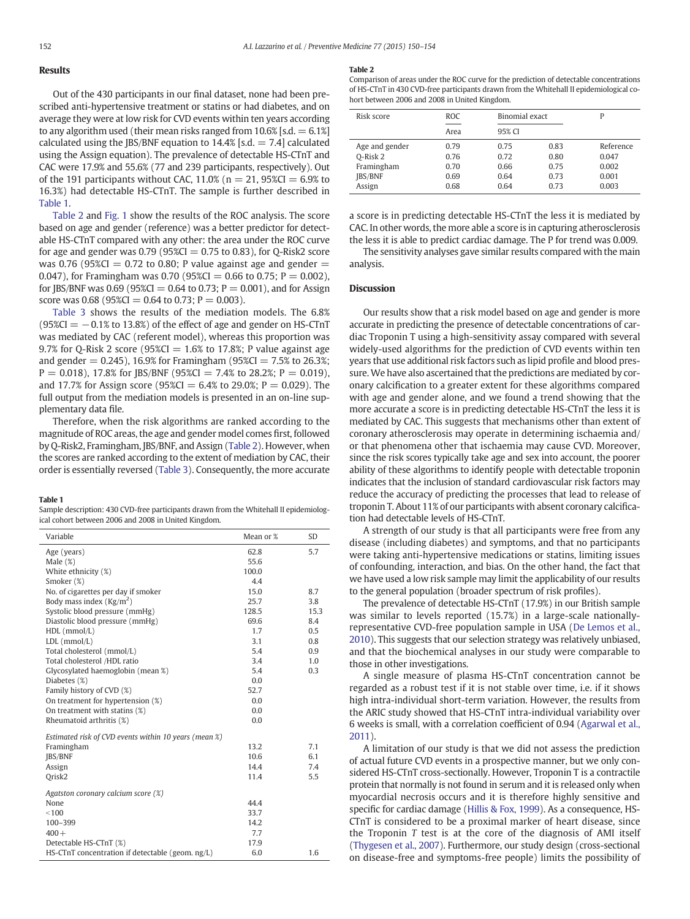## Results

Out of the 430 participants in our final dataset, none had been prescribed anti-hypertensive treatment or statins or had diabetes, and on average they were at low risk for CVD events within ten years according to any algorithm used (their mean risks ranged from 10.6% [s.d. = 6.1%] calculated using the JBS/BNF equation to 14.4% [s.d. = 7.4] calculated using the Assign equation). The prevalence of detectable HS-CTnT and CAC were 17.9% and 55.6% (77 and 239 participants, respectively). Out of the 191 participants without CAC, 11.0% (n = 21, 95%CI = 6.9% to 16.3%) had detectable HS-CTnT. The sample is further described in Table 1.

Table 2 and Fig. 1 show the results of the ROC analysis. The score based on age and gender (reference) was a better predictor for detectable HS-CTnT compared with any other: the area under the ROC curve for age and gender was 0.79 (95%CI = 0.75 to 0.83), for Q-Risk2 score was 0.76 (95%CI = 0.72 to 0.80; P value against age and gender = 0.047), for Framingham was 0.70 (95%CI = 0.66 to 0.75; P = 0.002), for JBS/BNF was 0.69 (95%CI = 0.64 to 0.73; P = 0.001), and for Assign score was 0.68 (95%CI = 0.64 to 0.73; P = 0.003).

Table 3 shows the results of the mediation models. The 6.8% (95%CI = −0.1% to 13.8%) of the effect of age and gender on HS-CTnT was mediated by CAC (referent model), whereas this proportion was 9.7% for Q-Risk 2 score (95%CI = 1.6% to 17.8%; P value against age and gender = 0.245), 16.9% for Framingham (95%CI = 7.5% to 26.3%; P = 0.018), 17.8% for JBS/BNF (95%CI = 7.4% to 28.2%; P = 0.019), and 17.7% for Assign score (95%CI = 6.4% to 29.0%; P = 0.029). The full output from the mediation models is presented in an on-line supplementary data file.

Therefore, when the risk algorithms are ranked according to the magnitude of ROC areas, the age and gender model comes first, followed by Q-Risk2, Framingham, JBS/BNF, and Assign (Table 2). However, when the scores are ranked according to the extent of mediation by CAC, their order is essentially reversed (Table 3). Consequently, the more accurate a score is in predicting detectable HS-CTnT the less it is mediated by CAC. In other words, the more able a score is in capturing atherosclerosis the less it is able to predict cardiac damage. The P for trend was 0.009.

The sensitivity analyses gave similar results compared with the main analysis.

**Table 1**
Sample description: 430 CVD-free participants drawn from the Whitehall II epidemiological cohort between 2006 and 2008 in United Kingdom.

| Variable | Mean or % | SD |
|---|---|---|
| Age (years) | 62.8 | 5.7 |
| Male (%) | 55.6 | |
| White ethnicity (%) | 100.0 | |
| Smoker (%) | 4.4 | |
| No. of cigarettes per day if smoker | 15.0 | 8.7 |
| Body mass index (Kg/m$^2$) | 25.7 | 3.8 |
| Systolic blood pressure (mmHg) | 128.5 | 15.3 |
| Diastolic blood pressure (mmHg) | 69.6 | 8.4 |
| HDL (mmol/L) | 1.7 | 0.5 |
| LDL (mmol/L) | 3.1 | 0.8 |
| Total cholesterol (mmol/L) | 5.4 | 0.9 |
| Total cholesterol /HDL ratio | 3.4 | 1.0 |
| Glycosylated haemoglobin (mean %) | 5.4 | 0.3 |
| Diabetes (%) | 0.0 | |
| Family history of CVD (%) | 52.7 | |
| On treatment for hypertension (%) | 0.0 | |
| On treatment with statins (%) | 0.0 | |
| Rheumatoid arthritis (%) | 0.0 | |
| *Estimated risk of CVD events within 10 years (mean %)* | | |
| Framingham | 13.2 | 7.1 |
| JBS/BNF | 10.6 | 6.1 |
| Assign | 14.4 | 7.4 |
| Qrisk2 | 11.4 | 5.5 |
| *Agatston coronary calcium score (%)* | | |
| None | 44.4 | |
| <100 | 33.7 | |
| 100–399 | 14.2 | |
| 400+ | 7.7 | |
| Detectable HS-CTnT (%) | 17.9 | |
| HS-CTnT concentration if detectable (geom. ng/L) | 6.0 | 1.6 |

**Table 2**
Comparison of areas under the ROC curve for the prediction of detectable concentrations of HS-CTnT in 430 CVD-free participants drawn from the Whitehall II epidemiological cohort between 2006 and 2008 in United Kingdom.

| Risk score | ROC | Binomial exact | | P |
|---|---|---|---|---|
| | Area | 95% CI | | |
| Age and gender | 0.79 | 0.75 | 0.83 | Reference |
| Q-Risk 2 | 0.76 | 0.72 | 0.80 | 0.047 |
| Framingham | 0.70 | 0.66 | 0.75 | 0.002 |
| JBS/BNF | 0.69 | 0.64 | 0.73 | 0.001 |
| Assign | 0.68 | 0.64 | 0.73 | 0.003 |

## Discussion

Our results show that a risk model based on age and gender is more accurate in predicting the presence of detectable concentrations of cardiac Troponin T using a high-sensitivity assay compared with several widely-used algorithms for the prediction of CVD events within ten years that use additional risk factors such as lipid profile and blood pressure. We have also ascertained that the predictions are mediated by coronary calcification to a greater extent for these algorithms compared with age and gender alone, and we found a trend showing that the more accurate a score is in predicting detectable HS-CTnT the less it is mediated by CAC. This suggests that mechanisms other than extent of coronary atherosclerosis may operate in determining ischaemia and/or that phenomena other that ischaemia may cause CVD. Moreover, since the risk scores typically take age and sex into account, the poorer ability of these algorithms to identify people with detectable troponin indicates that the inclusion of standard cardiovascular risk factors may reduce the accuracy of predicting the processes that lead to release of troponin T. About 11% of our participants with absent coronary calcification had detectable levels of HS-CTnT.

A strength of our study is that all participants were free from any disease (including diabetes) and symptoms, and that no participants were taking anti-hypertensive medications or statins, limiting issues of confounding, interaction, and bias. On the other hand, the fact that we have used a low risk sample may limit the applicability of our results to the general population (broader spectrum of risk profiles).

The prevalence of detectable HS-CTnT (17.9%) in our British sample was similar to levels reported (15.7%) in a large-scale nationally-representative CVD-free population sample in USA (De Lemos et al., 2010). This suggests that our selection strategy was relatively unbiased, and that the biochemical analyses in our study were comparable to those in other investigations.

A single measure of plasma HS-CTnT concentration cannot be regarded as a robust test if it is not stable over time, i.e. if it shows high intra-individual short-term variation. However, the results from the ARIC study showed that HS-CTnT intra-individual variability over 6 weeks is small, with a correlation coefficient of 0.94 (Agarwal et al., 2011).

A limitation of our study is that we did not assess the prediction of actual future CVD events in a prospective manner, but we only considered HS-CTnT cross-sectionally. However, Troponin T is a contractile protein that normally is not found in serum and it is released only when myocardial necrosis occurs and it is therefore highly sensitive and specific for cardiac damage (Hillis & Fox, 1999). As a consequence, HS-CTnT is considered to be a proximal marker of heart disease, since the Troponin *T* test is at the core of the diagnosis of AMI itself (Thygesen et al., 2007). Furthermore, our study design (cross-sectional on disease-free and symptoms-free people) limits the possibility of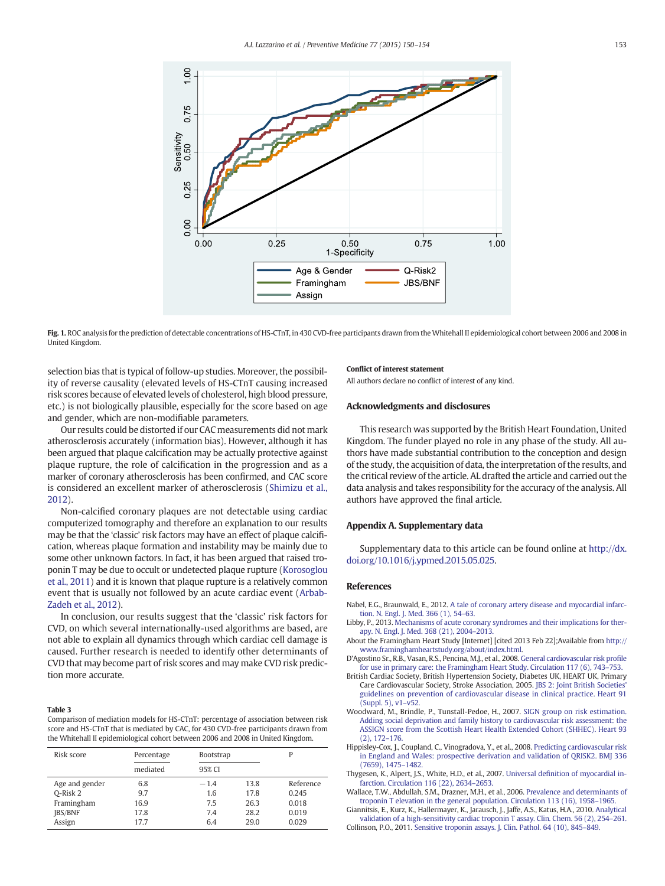Fig. 1. ROC analysis for the prediction of detectable concentrations of HS-CTnT, in 430 CVD-free participants drawn from the Whitehall II epidemiological cohort between 2006 and 2008 in United Kingdom.

selection bias that is typical of follow-up studies. Moreover, the possibility of reverse causality (elevated levels of HS-CTnT causing increased risk scores because of elevated levels of cholesterol, high blood pressure, etc.) is not biologically plausible, especially for the score based on age and gender, which are non-modifiable parameters.

Our results could be distorted if our CAC measurements did not mark atherosclerosis accurately (information bias). However, although it has been argued that plaque calcification may be actually protective against plaque rupture, the role of calcification in the progression and as a marker of coronary atherosclerosis has been confirmed, and CAC score is considered an excellent marker of atherosclerosis (Shimizu et al., 2012).

Non-calcified coronary plaques are not detectable using cardiac computerized tomography and therefore an explanation to our results may be that the 'classic' risk factors may have an effect of plaque calcification, whereas plaque formation and instability may be mainly due to some other unknown factors. In fact, it has been argued that raised troponin T may be due to occult or undetected plaque rupture (Korosoglou et al., 2011) and it is known that plaque rupture is a relatively common event that is usually not followed by an acute cardiac event (Arbab-Zadeh et al., 2012).

In conclusion, our results suggest that the 'classic' risk factors for CVD, on which several internationally-used algorithms are based, are not able to explain all dynamics through which cardiac cell damage is caused. Further research is needed to identify other determinants of CVD that may become part of risk scores and may make CVD risk prediction more accurate.

**Table 3**
Comparison of mediation models for HS-CTnT: percentage of association between risk score and HS-CTnT that is mediated by CAC, for 430 CVD-free participants drawn from the Whitehall II epidemiological cohort between 2006 and 2008 in United Kingdom.

| Risk score | Percentage mediated | Bootstrap 95% CI | | P |
|---|---|---|---|---|
| Age and gender | 6.8 | −1.4 | 13.8 | Reference |
| Q-Risk 2 | 9.7 | 1.6 | 17.8 | 0.245 |
| Framingham | 16.9 | 7.5 | 26.3 | 0.018 |
| JBS/BNF | 17.8 | 7.4 | 28.2 | 0.019 |
| Assign | 17.7 | 6.4 | 29.0 | 0.029 |

**Conflict of interest statement**

All authors declare no conflict of interest of any kind.

## Acknowledgments and disclosures

This research was supported by the British Heart Foundation, United Kingdom. The funder played no role in any phase of the study. All authors have made substantial contribution to the conception and design of the study, the acquisition of data, the interpretation of the results, and the critical review of the article. AL drafted the article and carried out the data analysis and takes responsibility for the accuracy of the analysis. All authors have approved the final article.

## Appendix A. Supplementary data

Supplementary data to this article can be found online at http://dx.doi.org/10.1016/j.ypmed.2015.05.025.

## References

Nabel, E.G., Braunwald, E., 2012. A tale of coronary artery disease and myocardial infarction. N. Engl. J. Med. 366 (1), 54–63.

Libby, P., 2013. Mechanisms of acute coronary syndromes and their implications for therapy. N. Engl. J. Med. 368 (21), 2004–2013.

About the Framingham Heart Study [Internet] [cited 2013 Feb 22];Available from http://www.framinghamheartstudy.org/about/index.html.

D'Agostino Sr., R.B., Vasan, R.S., Pencina, M.J., et al., 2008. General cardiovascular risk profile for use in primary care: the Framingham Heart Study. Circulation 117 (6), 743–753.

British Cardiac Society, British Hypertension Society, Diabetes UK, HEART UK, Primary Care Cardiovascular Society, Stroke Association, 2005. JBS 2: Joint British Societies' guidelines on prevention of cardiovascular disease in clinical practice. Heart 91 (Suppl. 5), v1–v52.

Woodward, M., Brindle, P., Tunstall-Pedoe, H., 2007. SIGN group on risk estimation. Adding social deprivation and family history to cardiovascular risk assessment: the ASSIGN score from the Scottish Heart Health Extended Cohort (SHHEC). Heart 93 (2), 172–176.

Hippisley-Cox, J., Coupland, C., Vinogradova, Y., et al., 2008. Predicting cardiovascular risk in England and Wales: prospective derivation and validation of QRISK2. BMJ 336 (7659), 1475–1482.

Thygesen, K., Alpert, J.S., White, H.D., et al., 2007. Universal definition of myocardial infarction. Circulation 116 (22), 2634–2653.

Wallace, T.W., Abdullah, S.M., Drazner, M.H., et al., 2006. Prevalence and determinants of troponin T elevation in the general population. Circulation 113 (16), 1958–1965.

Giannitsis, E., Kurz, K., Hallermayer, K., Jarausch, J., Jaffe, A.S., Katus, H.A., 2010. Analytical validation of a high-sensitivity cardiac troponin T assay. Clin. Chem. 56 (2), 254–261.

Collinson, P.O., 2011. Sensitive troponin assays. J. Clin. Pathol. 64 (10), 845–849.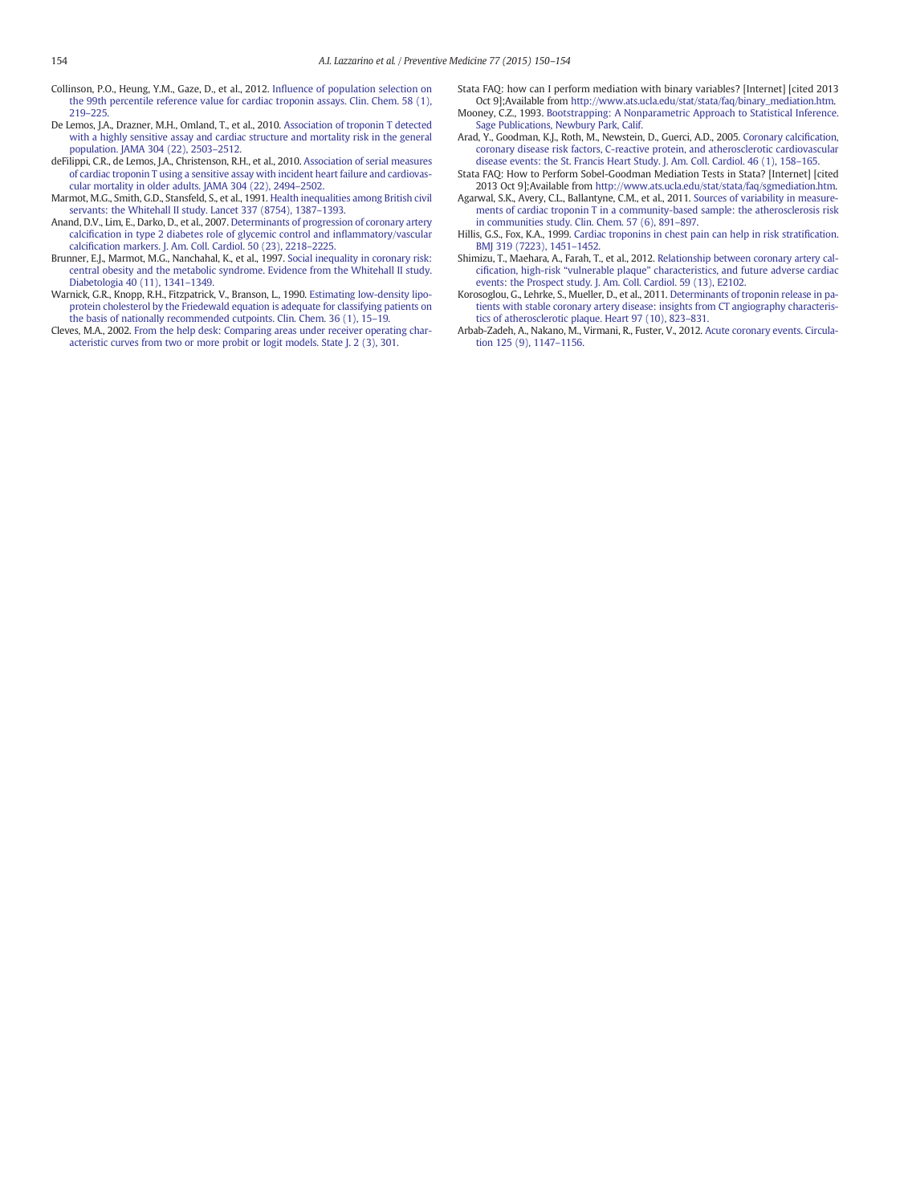Collinson, P.O., Heung, Y.M., Gaze, D., et al., 2012. Influence of population selection on the 99th percentile reference value for cardiac troponin assays. Clin. Chem. 58 (1), 219–225.

De Lemos, J.A., Drazner, M.H., Omland, T., et al., 2010. Association of troponin T detected with a highly sensitive assay and cardiac structure and mortality risk in the general population. JAMA 304 (22), 2503–2512.

deFilippi, C.R., de Lemos, J.A., Christenson, R.H., et al., 2010. Association of serial measures of cardiac troponin T using a sensitive assay with incident heart failure and cardiovascular mortality in older adults. JAMA 304 (22), 2494–2502.

Marmot, M.G., Smith, G.D., Stansfeld, S., et al., 1991. Health inequalities among British civil servants: the Whitehall II study. Lancet 337 (8754), 1387–1393.

Anand, D.V., Lim, E., Darko, D., et al., 2007. Determinants of progression of coronary artery calcification in type 2 diabetes role of glycemic control and inflammatory/vascular calcification markers. J. Am. Coll. Cardiol. 50 (23), 2218–2225.

Brunner, E.J., Marmot, M.G., Nanchahal, K., et al., 1997. Social inequality in coronary risk: central obesity and the metabolic syndrome. Evidence from the Whitehall II study. Diabetologia 40 (11), 1341–1349.

Warnick, G.R., Knopp, R.H., Fitzpatrick, V., Branson, L., 1990. Estimating low-density lipoprotein cholesterol by the Friedewald equation is adequate for classifying patients on the basis of nationally recommended cutpoints. Clin. Chem. 36 (1), 15–19.

Cleves, M.A., 2002. From the help desk: Comparing areas under receiver operating characteristic curves from two or more probit or logit models. State J. 2 (3), 301.

Stata FAQ: how can I perform mediation with binary variables? [Internet] [cited 2013 Oct 9];Available from http://www.ats.ucla.edu/stat/stata/faq/binary_mediation.htm.

Mooney, C.Z., 1993. Bootstrapping: A Nonparametric Approach to Statistical Inference. Sage Publications, Newbury Park, Calif.

Arad, Y., Goodman, K.J., Roth, M., Newstein, D., Guerci, A.D., 2005. Coronary calcification, coronary disease risk factors, C-reactive protein, and atherosclerotic cardiovascular disease events: the St. Francis Heart Study. J. Am. Coll. Cardiol. 46 (1), 158–165.

Stata FAQ: How to Perform Sobel-Goodman Mediation Tests in Stata? [Internet] [cited 2013 Oct 9];Available from http://www.ats.ucla.edu/stat/stata/faq/sgmediation.htm.

Agarwal, S.K., Avery, C.L., Ballantyne, C.M., et al., 2011. Sources of variability in measurements of cardiac troponin T in a community-based sample: the atherosclerosis risk in communities study. Clin. Chem. 57 (6), 891–897.

Hillis, G.S., Fox, K.A., 1999. Cardiac troponins in chest pain can help in risk stratification. BMJ 319 (7223), 1451–1452.

Shimizu, T., Maehara, A., Farah, T., et al., 2012. Relationship between coronary artery calcification, high-risk "vulnerable plaque" characteristics, and future adverse cardiac events: the Prospect study. J. Am. Coll. Cardiol. 59 (13), E2102.

Korosoglou, G., Lehrke, S., Mueller, D., et al., 2011. Determinants of troponin release in patients with stable coronary artery disease: insights from CT angiography characteristics of atherosclerotic plaque. Heart 97 (10), 823–831.

Arbab-Zadeh, A., Nakano, M., Virmani, R., Fuster, V., 2012. Acute coronary events. Circulation 125 (9), 1147–1156.